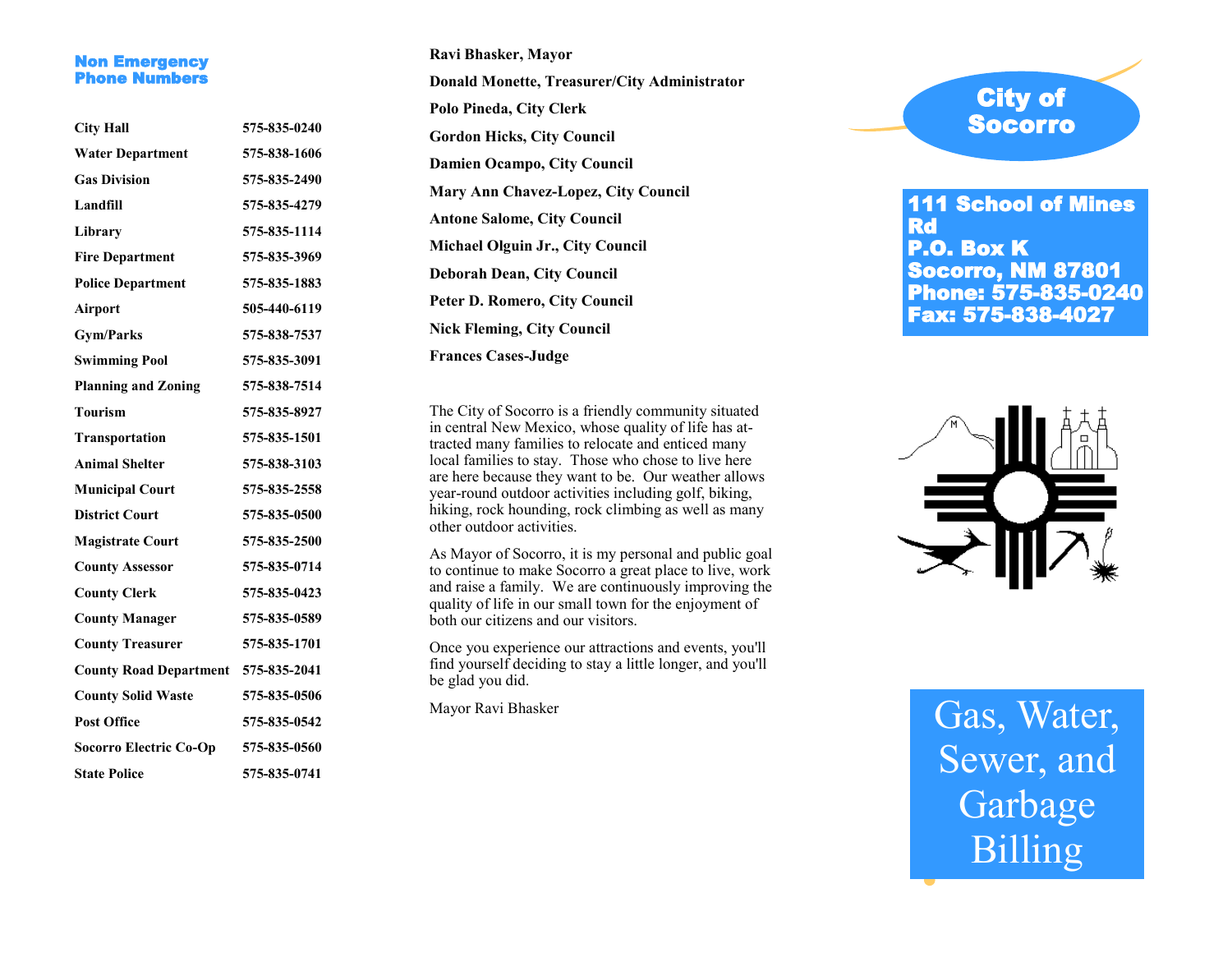## Non Emergency Phone Numbers

| | |
|---|---|
| City Hall | 575-835-0240 |
| Water Department | 575-838-1606 |
| Gas Division | 575-835-2490 |
| Landfill | 575-835-4279 |
| Library | 575-835-1114 |
| Fire Department | 575-835-3969 |
| Police Department | 575-835-1883 |
| Airport | 505-440-6119 |
| Gym/Parks | 575-838-7537 |
| Swimming Pool | 575-835-3091 |
| Planning and Zoning | 575-838-7514 |
| Tourism | 575-835-8927 |
| Transportation | 575-835-1501 |
| Animal Shelter | 575-838-3103 |
| Municipal Court | 575-835-2558 |
| District Court | 575-835-0500 |
| Magistrate Court | 575-835-2500 |
| County Assessor | 575-835-0714 |
| County Clerk | 575-835-0423 |
| County Manager | 575-835-0589 |
| County Treasurer | 575-835-1701 |
| County Road Department | 575-835-2041 |
| County Solid Waste | 575-835-0506 |
| Post Office | 575-835-0542 |
| Socorro Electric Co-Op | 575-835-0560 |
| State Police | 575-835-0741 |

**Ravi Bhasker, Mayor**

**Donald Monette, Treasurer/City Administrator**

**Polo Pineda, City Clerk**

**Gordon Hicks, City Council**

**Damien Ocampo, City Council**

**Mary Ann Chavez-Lopez, City Council**

**Antone Salome, City Council**

**Michael Olguin Jr., City Council**

**Deborah Dean, City Council**

**Peter D. Romero, City Council**

**Nick Fleming, City Council**

**Frances Cases-Judge**

The City of Socorro is a friendly community situated in central New Mexico, whose quality of life has attracted many families to relocate and enticed many local families to stay. Those who chose to live here are here because they want to be. Our weather allows year-round outdoor activities including golf, biking, hiking, rock hounding, rock climbing as well as many other outdoor activities.

As Mayor of Socorro, it is my personal and public goal to continue to make Socorro a great place to live, work and raise a family. We are continuously improving the quality of life in our small town for the enjoyment of both our citizens and our visitors.

Once you experience our attractions and events, you'll find yourself deciding to stay a little longer, and you'll be glad you did.

Mayor Ravi Bhasker

# City of Socorro

**111 School of Mines Rd**
**P.O. Box K**
**Socorro, NM 87801**
**Phone: 575-835-0240**
**Fax: 575-838-4027**

# Gas, Water, Sewer, and Garbage Billing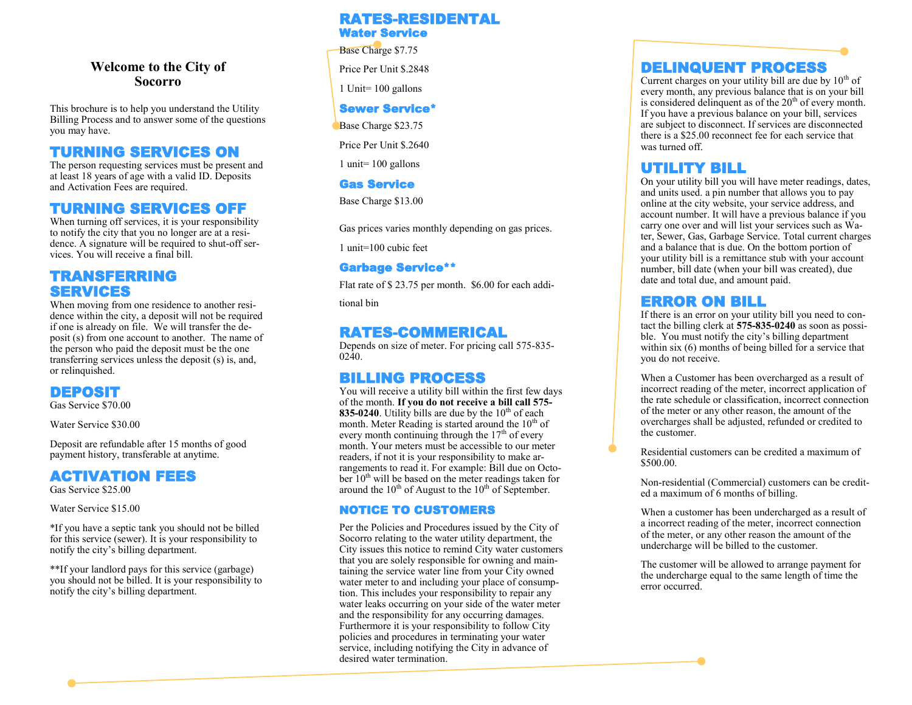# Welcome to the City of Socorro

This brochure is to help you understand the Utility Billing Process and to answer some of the questions you may have.

## TURNING SERVICES ON

The person requesting services must be present and at least 18 years of age with a valid ID. Deposits and Activation Fees are required.

## TURNING SERVICES OFF

When turning off services, it is your responsibility to notify the city that you no longer are at a residence. A signature will be required to shut-off services. You will receive a final bill.

## TRANSFERRING SERVICES

When moving from one residence to another residence within the city, a deposit will not be required if one is already on file. We will transfer the deposit (s) from one account to another. The name of the person who paid the deposit must be the one transferring services unless the deposit (s) is, and, or relinquished.

## DEPOSIT

Gas Service $70.00

Water Service $30.00

Deposit are refundable after 15 months of good payment history, transferable at anytime.

## ACTIVATION FEES

Gas Service $25.00

Water Service $15.00

*If you have a septic tank you should not be billed for this service (sewer). It is your responsibility to notify the city's billing department.

**If your landlord pays for this service (garbage) you should not be billed. It is your responsibility to notify the city's billing department.

## RATES-RESIDENTAL

### Water Service

Base Charge $7.75

Price Per Unit $.2848

1 Unit= 100 gallons

### Sewer Service*

Base Charge $23.75

Price Per Unit $.2640

1 unit= 100 gallons

### Gas Service

Base Charge $13.00

Gas prices varies monthly depending on gas prices.

1 unit=100 cubic feet

### Garbage Service**

Flat rate of $ 23.75 per month. $6.00 for each additional bin

## RATES-COMMERICAL

Depends on size of meter. For pricing call 575-835-0240.

## BILLING PROCESS

You will receive a utility bill within the first few days of the month. **If you do not receive a bill call 575-835-0240**. Utility bills are due by the 10th of each month. Meter Reading is started around the 10th of every month continuing through the 17th of every month. Your meters must be accessible to our meter readers, if not it is your responsibility to make arrangements to read it. For example: Bill due on October 10th will be based on the meter readings taken for around the 10th of August to the 10th of September.

### NOTICE TO CUSTOMERS

Per the Policies and Procedures issued by the City of Socorro relating to the water utility department, the City issues this notice to remind City water customers that you are solely responsible for owning and maintaining the service water line from your City owned water meter to and including your place of consumption. This includes your responsibility to repair any water leaks occurring on your side of the water meter and the responsibility for any occurring damages. Furthermore it is your responsibility to follow City policies and procedures in terminating your water service, including notifying the City in advance of desired water termination.

## DELINQUENT PROCESS

Current charges on your utility bill are due by 10th of every month, any previous balance that is on your bill is considered delinquent as of the 20th of every month. If you have a previous balance on your bill, services are subject to disconnect. If services are disconnected there is a $25.00 reconnect fee for each service that was turned off.

## UTILITY BILL

On your utility bill you will have meter readings, dates, and units used. a pin number that allows you to pay online at the city website, your service address, and account number. It will have a previous balance if you carry one over and will list your services such as Water, Sewer, Gas, Garbage Service. Total current charges and a balance that is due. On the bottom portion of your utility bill is a remittance stub with your account number, bill date (when your bill was created), due date and total due, and amount paid.

## ERROR ON BILL

If there is an error on your utility bill you need to contact the billing clerk at **575-835-0240** as soon as possible. You must notify the city's billing department within six (6) months of being billed for a service that you do not receive.

When a Customer has been overcharged as a result of incorrect reading of the meter, incorrect application of the rate schedule or classification, incorrect connection of the meter or any other reason, the amount of the overcharges shall be adjusted, refunded or credited to the customer.

Residential customers can be credited a maximum of $500.00.

Non-residential (Commercial) customers can be credited a maximum of 6 months of billing.

When a customer has been undercharged as a result of a incorrect reading of the meter, incorrect connection of the meter, or any other reason the amount of the undercharge will be billed to the customer.

The customer will be allowed to arrange payment for the undercharge equal to the same length of time the error occurred.